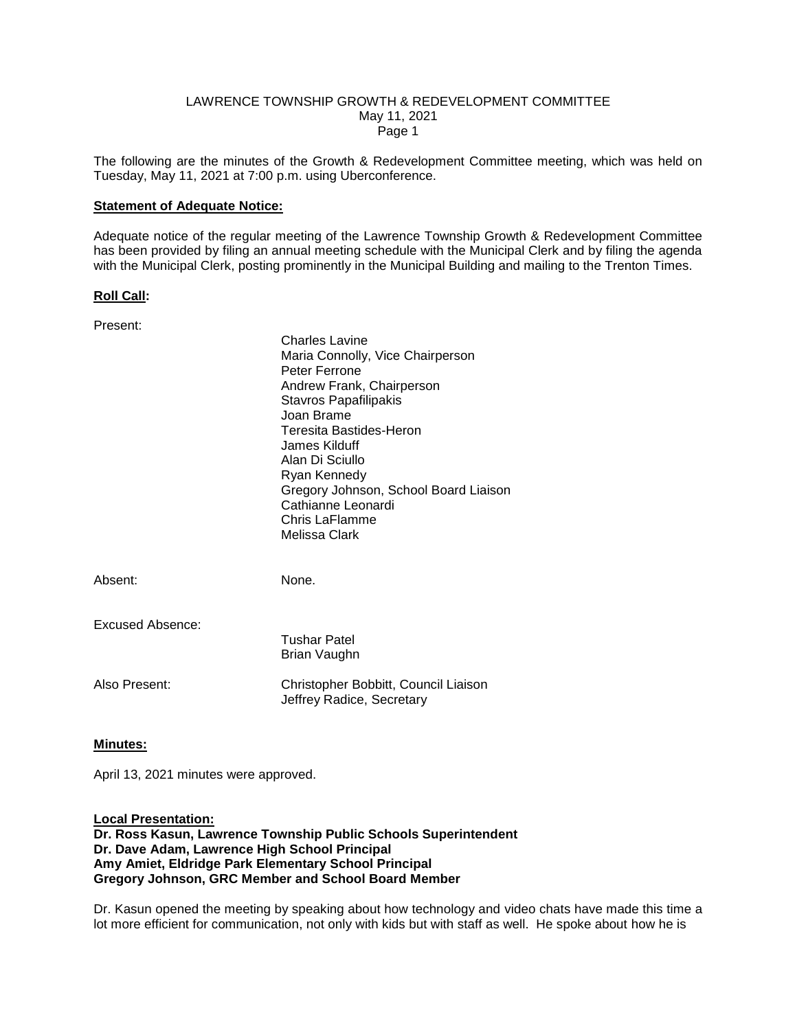# LAWRENCE TOWNSHIP GROWTH & REDEVELOPMENT COMMITTEE

May 11, 2021

The following are the minutes of the Growth & Redevelopment Committee meeting, which was held on Tuesday, May 11, 2021 at 7:00 p.m. using Uberconference.

**Statement of Adequate Notice:**

Adequate notice of the regular meeting of the Lawrence Township Growth & Redevelopment Committee has been provided by filing an annual meeting schedule with the Municipal Clerk and by filing the agenda with the Municipal Clerk, posting prominently in the Municipal Building and mailing to the Trenton Times.

**Roll Call:**

Present:

- Charles Lavine
- Maria Connolly, Vice Chairperson
- Peter Ferrone
- Andrew Frank, Chairperson
- Stavros Papafilipakis
- Joan Brame
- Teresita Bastides-Heron
- James Kilduff
- Alan Di Sciullo
- Ryan Kennedy
- Gregory Johnson, School Board Liaison
- Cathianne Leonardi
- Chris LaFlamme
- Melissa Clark

Absent: None.

Excused Absence:

- Tushar Patel
- Brian Vaughn

Also Present:

- Christopher Bobbitt, Council Liaison
- Jeffrey Radice, Secretary

**Minutes:**

April 13, 2021 minutes were approved.

**Local Presentation:**
**Dr. Ross Kasun, Lawrence Township Public Schools Superintendent**
**Dr. Dave Adam, Lawrence High School Principal**
**Amy Amiet, Eldridge Park Elementary School Principal**
**Gregory Johnson, GRC Member and School Board Member**

Dr. Kasun opened the meeting by speaking about how technology and video chats have made this time a lot more efficient for communication, not only with kids but with staff as well. He spoke about how he is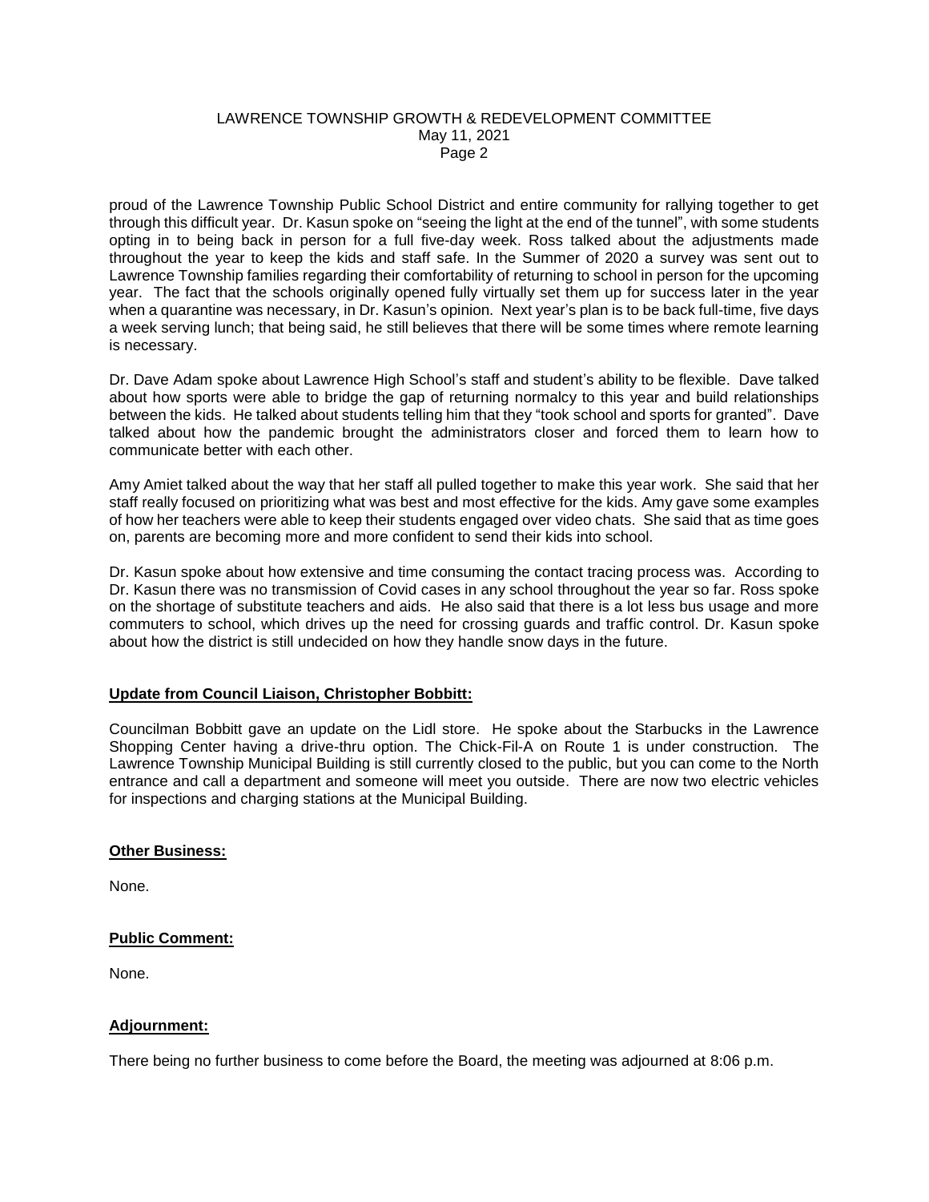proud of the Lawrence Township Public School District and entire community for rallying together to get through this difficult year. Dr. Kasun spoke on "seeing the light at the end of the tunnel", with some students opting in to being back in person for a full five-day week. Ross talked about the adjustments made throughout the year to keep the kids and staff safe. In the Summer of 2020 a survey was sent out to Lawrence Township families regarding their comfortability of returning to school in person for the upcoming year. The fact that the schools originally opened fully virtually set them up for success later in the year when a quarantine was necessary, in Dr. Kasun's opinion. Next year's plan is to be back full-time, five days a week serving lunch; that being said, he still believes that there will be some times where remote learning is necessary.

Dr. Dave Adam spoke about Lawrence High School's staff and student's ability to be flexible. Dave talked about how sports were able to bridge the gap of returning normalcy to this year and build relationships between the kids. He talked about students telling him that they "took school and sports for granted". Dave talked about how the pandemic brought the administrators closer and forced them to learn how to communicate better with each other.

Amy Amiet talked about the way that her staff all pulled together to make this year work. She said that her staff really focused on prioritizing what was best and most effective for the kids. Amy gave some examples of how her teachers were able to keep their students engaged over video chats. She said that as time goes on, parents are becoming more and more confident to send their kids into school.

Dr. Kasun spoke about how extensive and time consuming the contact tracing process was. According to Dr. Kasun there was no transmission of Covid cases in any school throughout the year so far. Ross spoke on the shortage of substitute teachers and aids. He also said that there is a lot less bus usage and more commuters to school, which drives up the need for crossing guards and traffic control. Dr. Kasun spoke about how the district is still undecided on how they handle snow days in the future.

**Update from Council Liaison, Christopher Bobbitt:**

Councilman Bobbitt gave an update on the Lidl store. He spoke about the Starbucks in the Lawrence Shopping Center having a drive-thru option. The Chick-Fil-A on Route 1 is under construction. The Lawrence Township Municipal Building is still currently closed to the public, but you can come to the North entrance and call a department and someone will meet you outside. There are now two electric vehicles for inspections and charging stations at the Municipal Building.

**Other Business:**

None.

**Public Comment:**

None.

**Adjournment:**

There being no further business to come before the Board, the meeting was adjourned at 8:06 p.m.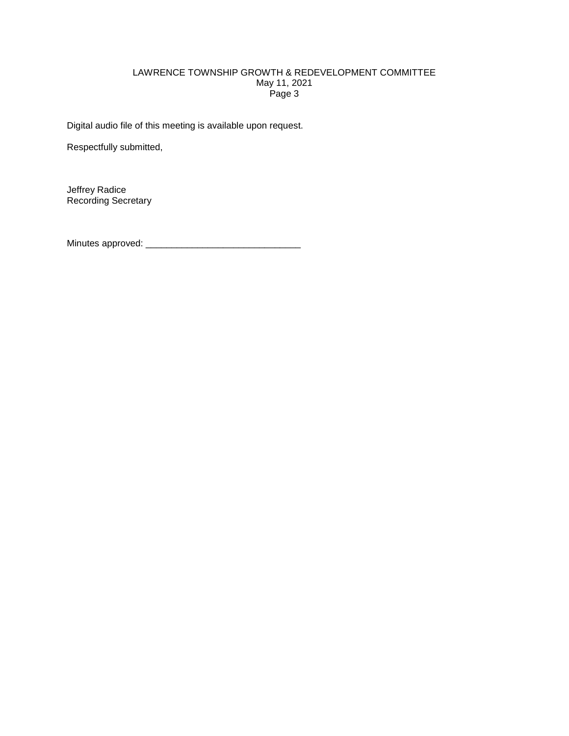Digital audio file of this meeting is available upon request.

Respectfully submitted,

Jeffrey Radice
Recording Secretary

Minutes approved: ______________________________